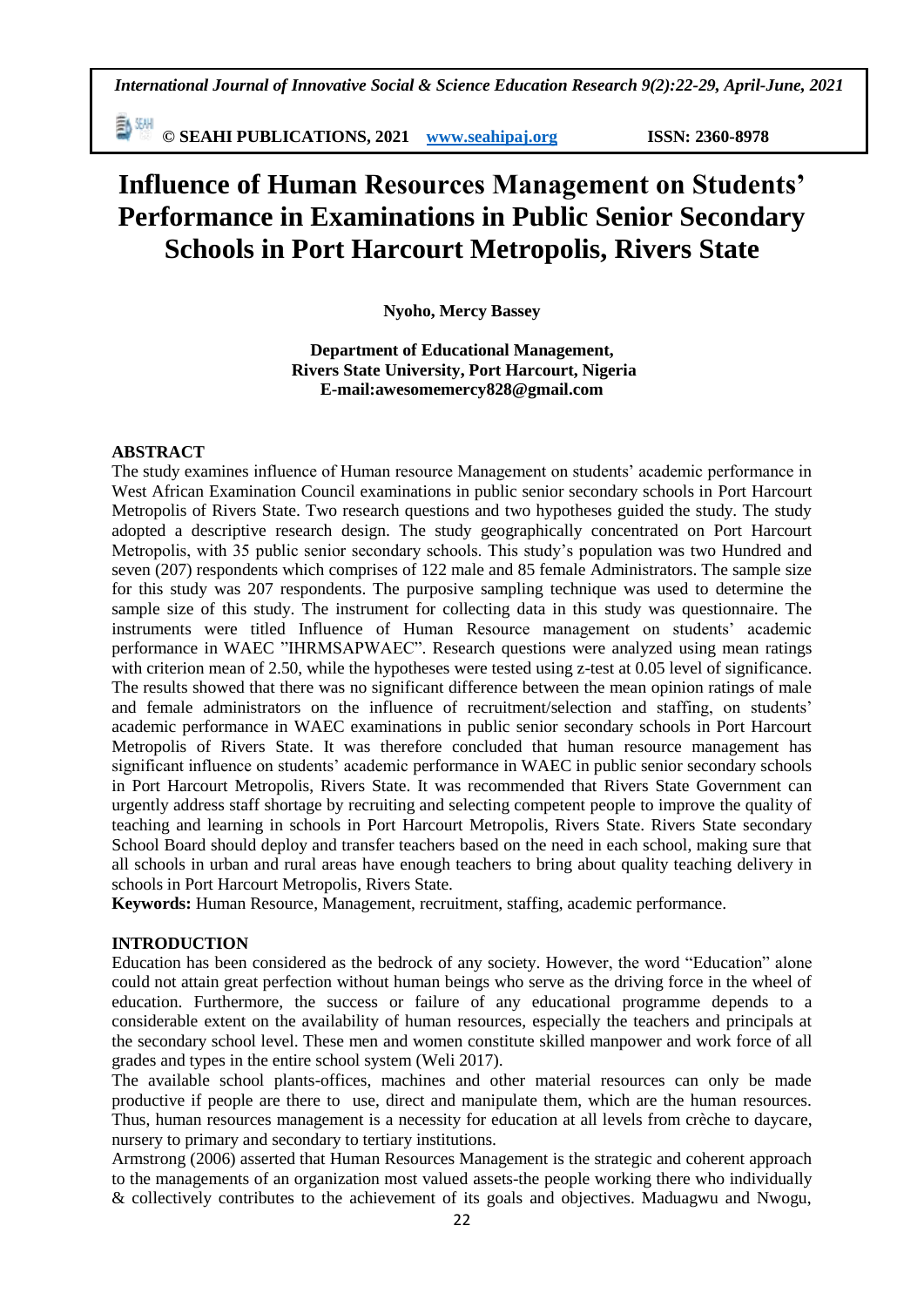# Influence of Human Resources Management on Students' Performance in Examinations in Public Senior Secondary Schools in Port Harcourt Metropolis, Rivers State

**Nyoho, Mercy Bassey**

**Department of Educational Management,**
**Rivers State University, Port Harcourt, Nigeria**
**E-mail:awesomemercy828@gmail.com**

## ABSTRACT

The study examines influence of Human resource Management on students' academic performance in West African Examination Council examinations in public senior secondary schools in Port Harcourt Metropolis of Rivers State. Two research questions and two hypotheses guided the study. The study adopted a descriptive research design. The study geographically concentrated on Port Harcourt Metropolis, with 35 public senior secondary schools. This study's population was two Hundred and seven (207) respondents which comprises of 122 male and 85 female Administrators. The sample size for this study was 207 respondents. The purposive sampling technique was used to determine the sample size of this study. The instrument for collecting data in this study was questionnaire. The instruments were titled Influence of Human Resource management on students' academic performance in WAEC "IHRMSAPWAEC". Research questions were analyzed using mean ratings with criterion mean of 2.50, while the hypotheses were tested using z-test at 0.05 level of significance. The results showed that there was no significant difference between the mean opinion ratings of male and female administrators on the influence of recruitment/selection and staffing, on students' academic performance in WAEC examinations in public senior secondary schools in Port Harcourt Metropolis of Rivers State. It was therefore concluded that human resource management has significant influence on students' academic performance in WAEC in public senior secondary schools in Port Harcourt Metropolis, Rivers State. It was recommended that Rivers State Government can urgently address staff shortage by recruiting and selecting competent people to improve the quality of teaching and learning in schools in Port Harcourt Metropolis, Rivers State. Rivers State secondary School Board should deploy and transfer teachers based on the need in each school, making sure that all schools in urban and rural areas have enough teachers to bring about quality teaching delivery in schools in Port Harcourt Metropolis, Rivers State.

**Keywords:** Human Resource, Management, recruitment, staffing, academic performance.

## INTRODUCTION

Education has been considered as the bedrock of any society. However, the word "Education" alone could not attain great perfection without human beings who serve as the driving force in the wheel of education. Furthermore, the success or failure of any educational programme depends to a considerable extent on the availability of human resources, especially the teachers and principals at the secondary school level. These men and women constitute skilled manpower and work force of all grades and types in the entire school system (Weli 2017).

The available school plants-offices, machines and other material resources can only be made productive if people are there to use, direct and manipulate them, which are the human resources. Thus, human resources management is a necessity for education at all levels from crèche to daycare, nursery to primary and secondary to tertiary institutions.

Armstrong (2006) asserted that Human Resources Management is the strategic and coherent approach to the managements of an organization most valued assets-the people working there who individually & collectively contributes to the achievement of its goals and objectives. Maduagwu and Nwogu,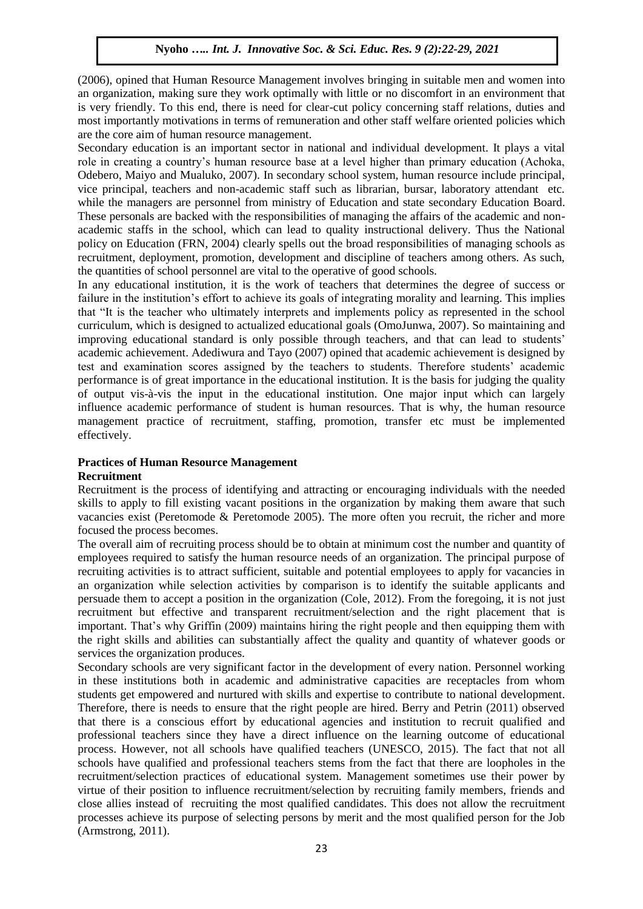(2006), opined that Human Resource Management involves bringing in suitable men and women into an organization, making sure they work optimally with little or no discomfort in an environment that is very friendly. To this end, there is need for clear-cut policy concerning staff relations, duties and most importantly motivations in terms of remuneration and other staff welfare oriented policies which are the core aim of human resource management.

Secondary education is an important sector in national and individual development. It plays a vital role in creating a country's human resource base at a level higher than primary education (Achoka, Odebero, Maiyo and Mualuko, 2007). In secondary school system, human resource include principal, vice principal, teachers and non-academic staff such as librarian, bursar, laboratory attendant etc. while the managers are personnel from ministry of Education and state secondary Education Board. These personals are backed with the responsibilities of managing the affairs of the academic and non-academic staffs in the school, which can lead to quality instructional delivery. Thus the National policy on Education (FRN, 2004) clearly spells out the broad responsibilities of managing schools as recruitment, deployment, promotion, development and discipline of teachers among others. As such, the quantities of school personnel are vital to the operative of good schools.

In any educational institution, it is the work of teachers that determines the degree of success or failure in the institution's effort to achieve its goals of integrating morality and learning. This implies that "It is the teacher who ultimately interprets and implements policy as represented in the school curriculum, which is designed to actualized educational goals (OmoJunwa, 2007). So maintaining and improving educational standard is only possible through teachers, and that can lead to students' academic achievement. Adediwura and Tayo (2007) opined that academic achievement is designed by test and examination scores assigned by the teachers to students. Therefore students' academic performance is of great importance in the educational institution. It is the basis for judging the quality of output vis-à-vis the input in the educational institution. One major input which can largely influence academic performance of student is human resources. That is why, the human resource management practice of recruitment, staffing, promotion, transfer etc must be implemented effectively.

## Practices of Human Resource Management

### Recruitment

Recruitment is the process of identifying and attracting or encouraging individuals with the needed skills to apply to fill existing vacant positions in the organization by making them aware that such vacancies exist (Peretomode & Peretomode 2005). The more often you recruit, the richer and more focused the process becomes.

The overall aim of recruiting process should be to obtain at minimum cost the number and quantity of employees required to satisfy the human resource needs of an organization. The principal purpose of recruiting activities is to attract sufficient, suitable and potential employees to apply for vacancies in an organization while selection activities by comparison is to identify the suitable applicants and persuade them to accept a position in the organization (Cole, 2012). From the foregoing, it is not just recruitment but effective and transparent recruitment/selection and the right placement that is important. That's why Griffin (2009) maintains hiring the right people and then equipping them with the right skills and abilities can substantially affect the quality and quantity of whatever goods or services the organization produces.

Secondary schools are very significant factor in the development of every nation. Personnel working in these institutions both in academic and administrative capacities are receptacles from whom students get empowered and nurtured with skills and expertise to contribute to national development. Therefore, there is needs to ensure that the right people are hired. Berry and Petrin (2011) observed that there is a conscious effort by educational agencies and institution to recruit qualified and professional teachers since they have a direct influence on the learning outcome of educational process. However, not all schools have qualified teachers (UNESCO, 2015). The fact that not all schools have qualified and professional teachers stems from the fact that there are loopholes in the recruitment/selection practices of educational system. Management sometimes use their power by virtue of their position to influence recruitment/selection by recruiting family members, friends and close allies instead of recruiting the most qualified candidates. This does not allow the recruitment processes achieve its purpose of selecting persons by merit and the most qualified person for the Job (Armstrong, 2011).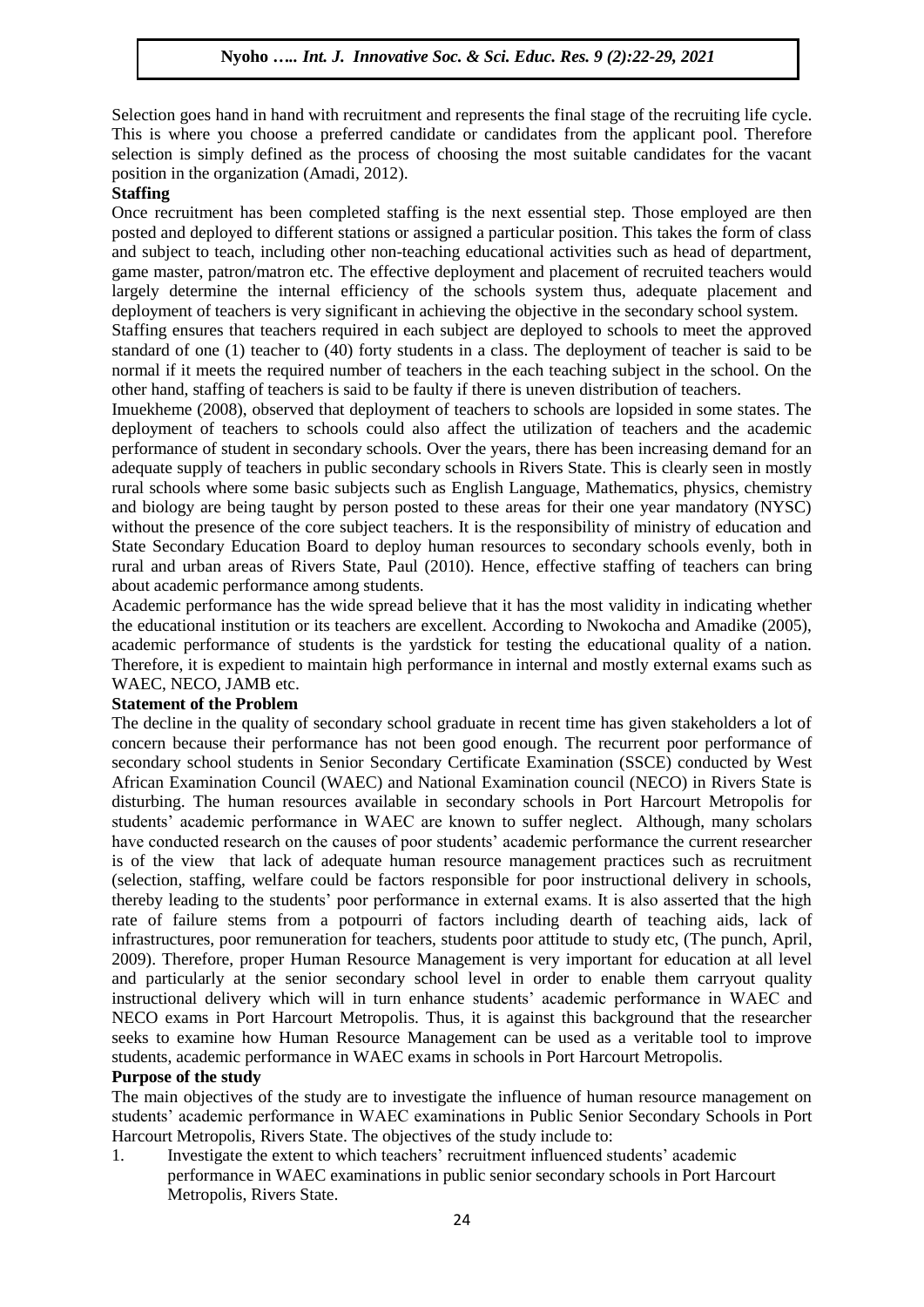Selection goes hand in hand with recruitment and represents the final stage of the recruiting life cycle. This is where you choose a preferred candidate or candidates from the applicant pool. Therefore selection is simply defined as the process of choosing the most suitable candidates for the vacant position in the organization (Amadi, 2012).

**Staffing**

Once recruitment has been completed staffing is the next essential step. Those employed are then posted and deployed to different stations or assigned a particular position. This takes the form of class and subject to teach, including other non-teaching educational activities such as head of department, game master, patron/matron etc. The effective deployment and placement of recruited teachers would largely determine the internal efficiency of the schools system thus, adequate placement and deployment of teachers is very significant in achieving the objective in the secondary school system.

Staffing ensures that teachers required in each subject are deployed to schools to meet the approved standard of one (1) teacher to (40) forty students in a class. The deployment of teacher is said to be normal if it meets the required number of teachers in the each teaching subject in the school. On the other hand, staffing of teachers is said to be faulty if there is uneven distribution of teachers.

Imuekheme (2008), observed that deployment of teachers to schools are lopsided in some states. The deployment of teachers to schools could also affect the utilization of teachers and the academic performance of student in secondary schools. Over the years, there has been increasing demand for an adequate supply of teachers in public secondary schools in Rivers State. This is clearly seen in mostly rural schools where some basic subjects such as English Language, Mathematics, physics, chemistry and biology are being taught by person posted to these areas for their one year mandatory (NYSC) without the presence of the core subject teachers. It is the responsibility of ministry of education and State Secondary Education Board to deploy human resources to secondary schools evenly, both in rural and urban areas of Rivers State, Paul (2010). Hence, effective staffing of teachers can bring about academic performance among students.

Academic performance has the wide spread believe that it has the most validity in indicating whether the educational institution or its teachers are excellent. According to Nwokocha and Amadike (2005), academic performance of students is the yardstick for testing the educational quality of a nation. Therefore, it is expedient to maintain high performance in internal and mostly external exams such as WAEC, NECO, JAMB etc.

**Statement of the Problem**

The decline in the quality of secondary school graduate in recent time has given stakeholders a lot of concern because their performance has not been good enough. The recurrent poor performance of secondary school students in Senior Secondary Certificate Examination (SSCE) conducted by West African Examination Council (WAEC) and National Examination council (NECO) in Rivers State is disturbing. The human resources available in secondary schools in Port Harcourt Metropolis for students' academic performance in WAEC are known to suffer neglect. Although, many scholars have conducted research on the causes of poor students' academic performance the current researcher is of the view that lack of adequate human resource management practices such as recruitment (selection, staffing, welfare could be factors responsible for poor instructional delivery in schools, thereby leading to the students' poor performance in external exams. It is also asserted that the high rate of failure stems from a potpourri of factors including dearth of teaching aids, lack of infrastructures, poor remuneration for teachers, students poor attitude to study etc, (The punch, April, 2009). Therefore, proper Human Resource Management is very important for education at all level and particularly at the senior secondary school level in order to enable them carryout quality instructional delivery which will in turn enhance students' academic performance in WAEC and NECO exams in Port Harcourt Metropolis. Thus, it is against this background that the researcher seeks to examine how Human Resource Management can be used as a veritable tool to improve students, academic performance in WAEC exams in schools in Port Harcourt Metropolis.

**Purpose of the study**

The main objectives of the study are to investigate the influence of human resource management on students' academic performance in WAEC examinations in Public Senior Secondary Schools in Port Harcourt Metropolis, Rivers State. The objectives of the study include to:

1. Investigate the extent to which teachers' recruitment influenced students' academic performance in WAEC examinations in public senior secondary schools in Port Harcourt Metropolis, Rivers State.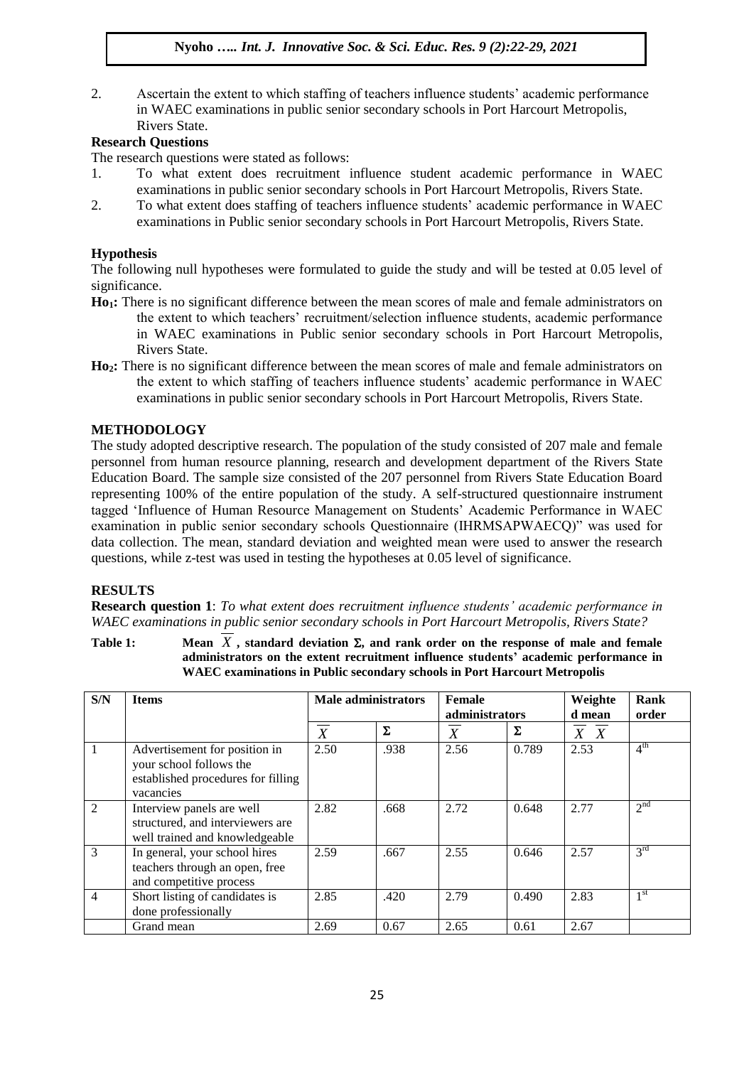2. Ascertain the extent to which staffing of teachers influence students' academic performance in WAEC examinations in public senior secondary schools in Port Harcourt Metropolis, Rivers State.

### Research Questions

The research questions were stated as follows:

1. To what extent does recruitment influence student academic performance in WAEC examinations in public senior secondary schools in Port Harcourt Metropolis, Rivers State.
2. To what extent does staffing of teachers influence students' academic performance in WAEC examinations in Public senior secondary schools in Port Harcourt Metropolis, Rivers State.

### Hypothesis

The following null hypotheses were formulated to guide the study and will be tested at 0.05 level of significance.

**$Ho_1$:** There is no significant difference between the mean scores of male and female administrators on the extent to which teachers' recruitment/selection influence students, academic performance in WAEC examinations in Public senior secondary schools in Port Harcourt Metropolis, Rivers State.

**$Ho_2$:** There is no significant difference between the mean scores of male and female administrators on the extent to which staffing of teachers influence students' academic performance in WAEC examinations in public senior secondary schools in Port Harcourt Metropolis, Rivers State.

## METHODOLOGY

The study adopted descriptive research. The population of the study consisted of 207 male and female personnel from human resource planning, research and development department of the Rivers State Education Board. The sample size consisted of the 207 personnel from Rivers State Education Board representing 100% of the entire population of the study. A self-structured questionnaire instrument tagged 'Influence of Human Resource Management on Students' Academic Performance in WAEC examination in public senior secondary schools Questionnaire (IHRMSAPWAECQ)" was used for data collection. The mean, standard deviation and weighted mean were used to answer the research questions, while z-test was used in testing the hypotheses at 0.05 level of significance.

## RESULTS

**Research question 1**: *To what extent does recruitment influence students' academic performance in WAEC examinations in public senior secondary schools in Port Harcourt Metropolis, Rivers State?*

**Table 1: Mean $\overline{X}$, standard deviation $\Sigma$, and rank order on the response of male and female administrators on the extent recruitment influence students' academic performance in WAEC examinations in Public secondary schools in Port Harcourt Metropolis**

| S/N | Items | Male administrators | | Female administrators | | Weighted mean | Rank order |
|---|---|---|---|---|---|---|---|
| | | $\overline{X}$ | $\Sigma$ | $\overline{X}$ | $\Sigma$ | $\overline{X}$ $\overline{X}$ | |
| 1 | Advertisement for position in your school follows the established procedures for filling vacancies | 2.50 | .938 | 2.56 | 0.789 | 2.53 | 4th |
| 2 | Interview panels are well structured, and interviewers are well trained and knowledgeable | 2.82 | .668 | 2.72 | 0.648 | 2.77 | 2nd |
| 3 | In general, your school hires teachers through an open, free and competitive process | 2.59 | .667 | 2.55 | 0.646 | 2.57 | 3rd |
| 4 | Short listing of candidates is done professionally | 2.85 | .420 | 2.79 | 0.490 | 2.83 | 1st |
| | Grand mean | 2.69 | 0.67 | 2.65 | 0.61 | 2.67 | |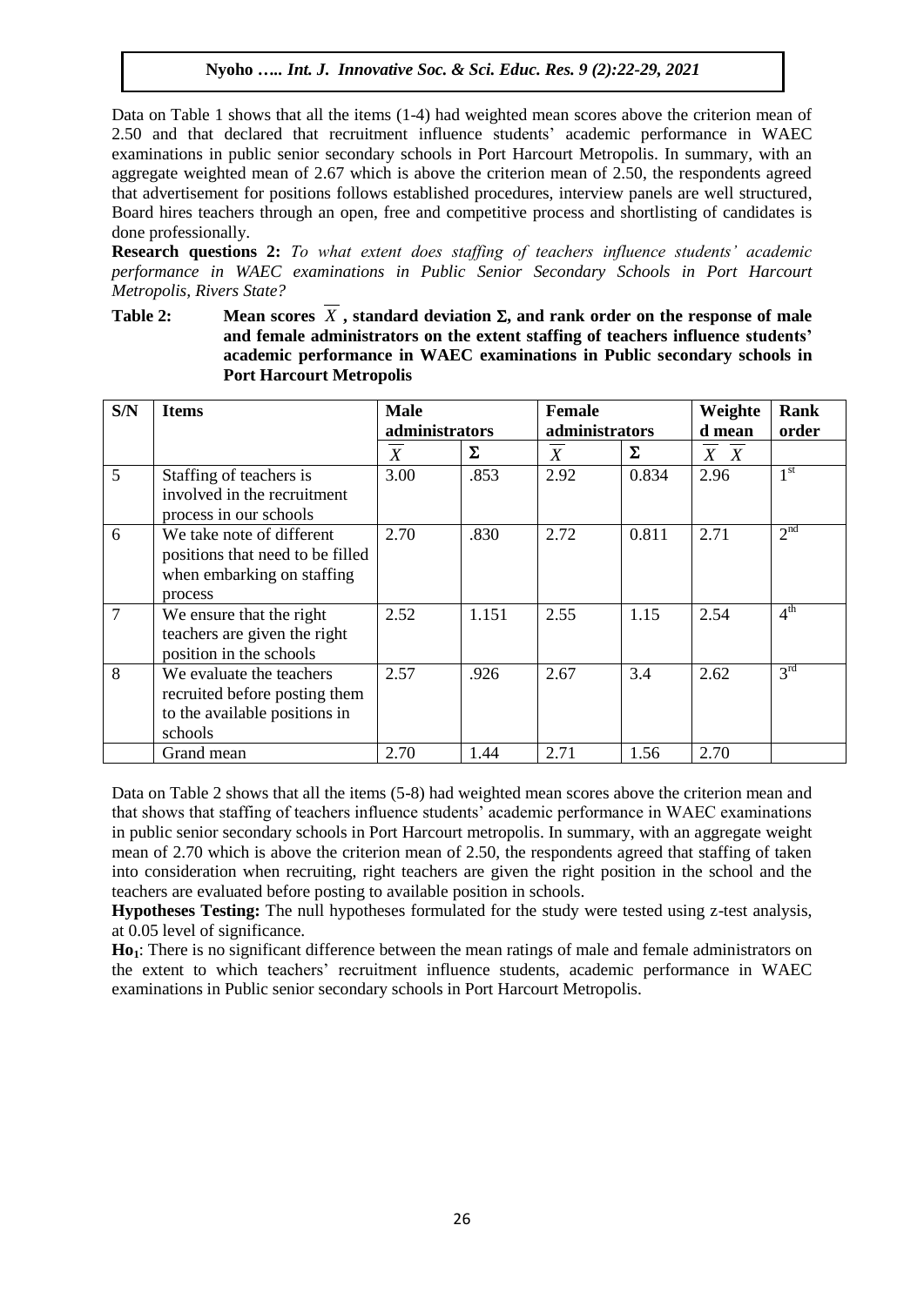Data on Table 1 shows that all the items (1-4) had weighted mean scores above the criterion mean of 2.50 and that declared that recruitment influence students' academic performance in WAEC examinations in public senior secondary schools in Port Harcourt Metropolis. In summary, with an aggregate weighted mean of 2.67 which is above the criterion mean of 2.50, the respondents agreed that advertisement for positions follows established procedures, interview panels are well structured, Board hires teachers through an open, free and competitive process and shortlisting of candidates is done professionally.

**Research questions 2:** *To what extent does staffing of teachers influence students' academic performance in WAEC examinations in Public Senior Secondary Schools in Port Harcourt Metropolis, Rivers State?*

**Table 2: Mean scores $\overline{X}$, standard deviation Σ, and rank order on the response of male and female administrators on the extent staffing of teachers influence students' academic performance in WAEC examinations in Public secondary schools in Port Harcourt Metropolis**

| S/N | Items | Male administrators | | Female administrators | | Weighted mean | Rank order |
|---|---|---|---|---|---|---|---|
| | | $\overline{X}$ | Σ | $\overline{X}$ | Σ | $\overline{X}$ $\overline{X}$ | |
| 5 | Staffing of teachers is involved in the recruitment process in our schools | 3.00 | .853 | 2.92 | 0.834 | 2.96 | 1st |
| 6 | We take note of different positions that need to be filled when embarking on staffing process | 2.70 | .830 | 2.72 | 0.811 | 2.71 | 2nd |
| 7 | We ensure that the right teachers are given the right position in the schools | 2.52 | 1.151 | 2.55 | 1.15 | 2.54 | 4th |
| 8 | We evaluate the teachers recruited before posting them to the available positions in schools | 2.57 | .926 | 2.67 | 3.4 | 2.62 | 3rd |
| | Grand mean | 2.70 | 1.44 | 2.71 | 1.56 | 2.70 | |

Data on Table 2 shows that all the items (5-8) had weighted mean scores above the criterion mean and that shows that staffing of teachers influence students' academic performance in WAEC examinations in public senior secondary schools in Port Harcourt metropolis. In summary, with an aggregate weight mean of 2.70 which is above the criterion mean of 2.50, the respondents agreed that staffing of taken into consideration when recruiting, right teachers are given the right position in the school and the teachers are evaluated before posting to available position in schools.

**Hypotheses Testing:** The null hypotheses formulated for the study were tested using z-test analysis, at 0.05 level of significance.

**$Ho_1$**: There is no significant difference between the mean ratings of male and female administrators on the extent to which teachers' recruitment influence students, academic performance in WAEC examinations in Public senior secondary schools in Port Harcourt Metropolis.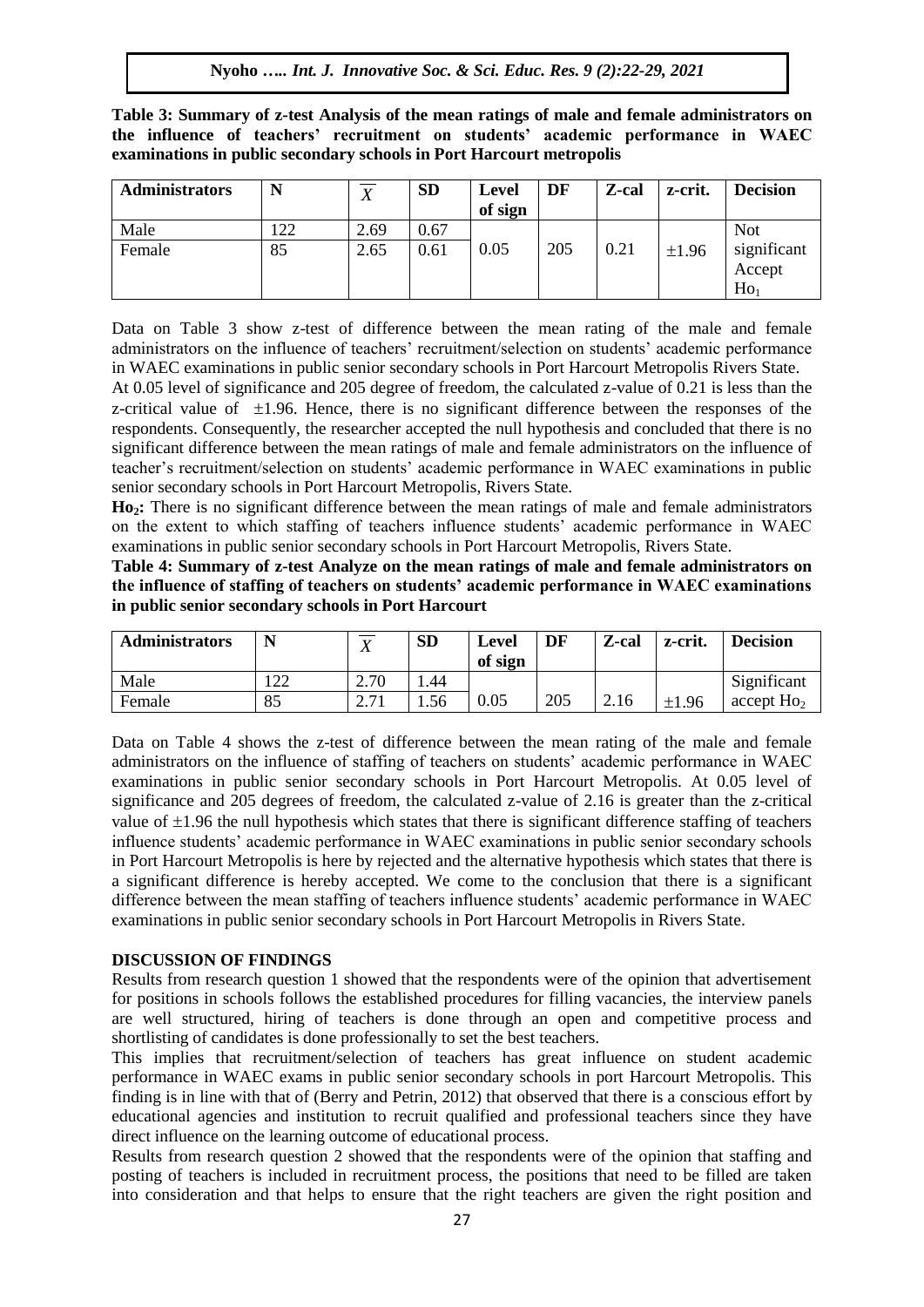**Table 3: Summary of z-test Analysis of the mean ratings of male and female administrators on the influence of teachers' recruitment on students' academic performance in WAEC examinations in public secondary schools in Port Harcourt metropolis**

| Administrators | N | $\overline{X}$ | SD | Level of sign | DF | Z-cal | z-crit. | Decision |
|---|---|---|---|---|---|---|---|---|
| Male | 122 | 2.69 | 0.67 | | | | | Not |
| Female | 85 | 2.65 | 0.61 | 0.05 | 205 | 0.21 | ±1.96 | significant Accept $Ho_1$ |

Data on Table 3 show z-test of difference between the mean rating of the male and female administrators on the influence of teachers' recruitment/selection on students' academic performance in WAEC examinations in public senior secondary schools in Port Harcourt Metropolis Rivers State.

At 0.05 level of significance and 205 degree of freedom, the calculated z-value of 0.21 is less than the z-critical value of ±1.96. Hence, there is no significant difference between the responses of the respondents. Consequently, the researcher accepted the null hypothesis and concluded that there is no significant difference between the mean ratings of male and female administrators on the influence of teacher's recruitment/selection on students' academic performance in WAEC examinations in public senior secondary schools in Port Harcourt Metropolis, Rivers State.

**$Ho_2$:** There is no significant difference between the mean ratings of male and female administrators on the extent to which staffing of teachers influence students' academic performance in WAEC examinations in public senior secondary schools in Port Harcourt Metropolis, Rivers State.

**Table 4: Summary of z-test Analyze on the mean ratings of male and female administrators on the influence of staffing of teachers on students' academic performance in WAEC examinations in public senior secondary schools in Port Harcourt**

| Administrators | N | $\overline{X}$ | SD | Level of sign | DF | Z-cal | z-crit. | Decision |
|---|---|---|---|---|---|---|---|---|
| Male | 122 | 2.70 | 1.44 | | | | | Significant |
| Female | 85 | 2.71 | 1.56 | 0.05 | 205 | 2.16 | ±1.96 | accept $Ho_2$ |

Data on Table 4 shows the z-test of difference between the mean rating of the male and female administrators on the influence of staffing of teachers on students' academic performance in WAEC examinations in public senior secondary schools in Port Harcourt Metropolis. At 0.05 level of significance and 205 degrees of freedom, the calculated z-value of 2.16 is greater than the z-critical value of ±1.96 the null hypothesis which states that there is significant difference staffing of teachers influence students' academic performance in WAEC examinations in public senior secondary schools in Port Harcourt Metropolis is here by rejected and the alternative hypothesis which states that there is a significant difference is hereby accepted. We come to the conclusion that there is a significant difference between the mean staffing of teachers influence students' academic performance in WAEC examinations in public senior secondary schools in Port Harcourt Metropolis in Rivers State.

## DISCUSSION OF FINDINGS

Results from research question 1 showed that the respondents were of the opinion that advertisement for positions in schools follows the established procedures for filling vacancies, the interview panels are well structured, hiring of teachers is done through an open and competitive process and shortlisting of candidates is done professionally to set the best teachers.

This implies that recruitment/selection of teachers has great influence on student academic performance in WAEC exams in public senior secondary schools in port Harcourt Metropolis. This finding is in line with that of (Berry and Petrin, 2012) that observed that there is a conscious effort by educational agencies and institution to recruit qualified and professional teachers since they have direct influence on the learning outcome of educational process.

Results from research question 2 showed that the respondents were of the opinion that staffing and posting of teachers is included in recruitment process, the positions that need to be filled are taken into consideration and that helps to ensure that the right teachers are given the right position and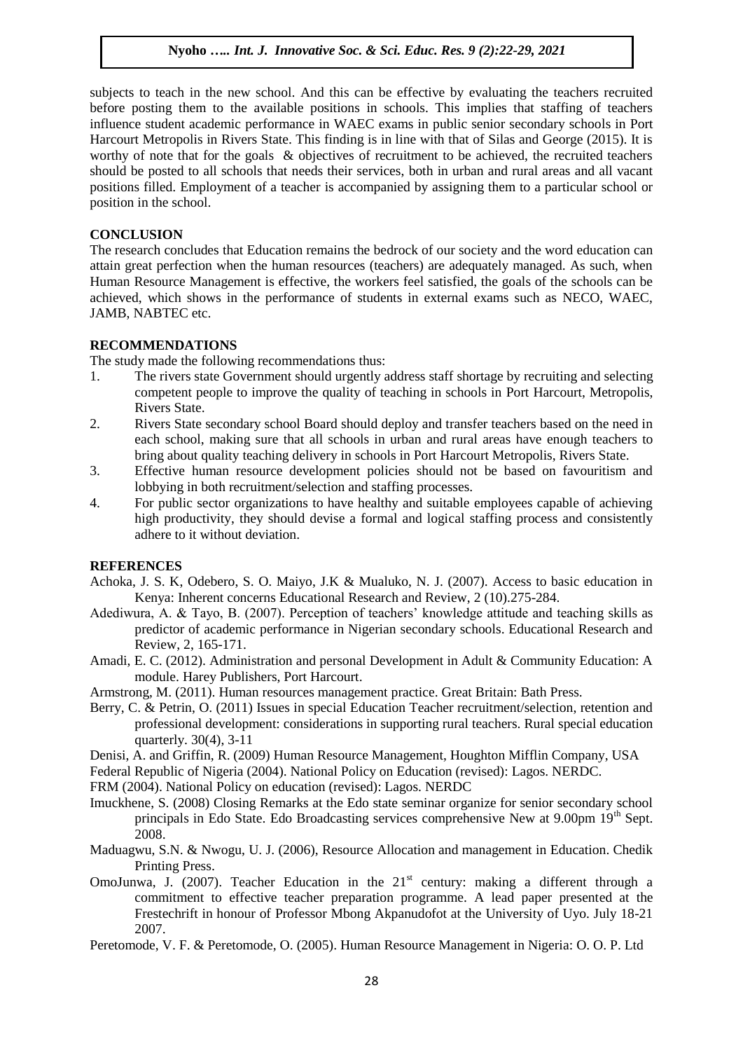subjects to teach in the new school. And this can be effective by evaluating the teachers recruited before posting them to the available positions in schools. This implies that staffing of teachers influence student academic performance in WAEC exams in public senior secondary schools in Port Harcourt Metropolis in Rivers State. This finding is in line with that of Silas and George (2015). It is worthy of note that for the goals & objectives of recruitment to be achieved, the recruited teachers should be posted to all schools that needs their services, both in urban and rural areas and all vacant positions filled. Employment of a teacher is accompanied by assigning them to a particular school or position in the school.

## CONCLUSION

The research concludes that Education remains the bedrock of our society and the word education can attain great perfection when the human resources (teachers) are adequately managed. As such, when Human Resource Management is effective, the workers feel satisfied, the goals of the schools can be achieved, which shows in the performance of students in external exams such as NECO, WAEC, JAMB, NABTEC etc.

## RECOMMENDATIONS

The study made the following recommendations thus:

1. The rivers state Government should urgently address staff shortage by recruiting and selecting competent people to improve the quality of teaching in schools in Port Harcourt, Metropolis, Rivers State.
2. Rivers State secondary school Board should deploy and transfer teachers based on the need in each school, making sure that all schools in urban and rural areas have enough teachers to bring about quality teaching delivery in schools in Port Harcourt Metropolis, Rivers State.
3. Effective human resource development policies should not be based on favouritism and lobbying in both recruitment/selection and staffing processes.
4. For public sector organizations to have healthy and suitable employees capable of achieving high productivity, they should devise a formal and logical staffing process and consistently adhere to it without deviation.

## REFERENCES

Achoka, J. S. K, Odebero, S. O. Maiyo, J.K & Mualuko, N. J. (2007). Access to basic education in Kenya: Inherent concerns Educational Research and Review, 2 (10).275-284.

Adediwura, A. & Tayo, B. (2007). Perception of teachers' knowledge attitude and teaching skills as predictor of academic performance in Nigerian secondary schools. Educational Research and Review, 2, 165-171.

Amadi, E. C. (2012). Administration and personal Development in Adult & Community Education: A module. Harey Publishers, Port Harcourt.

Armstrong, M. (2011). Human resources management practice. Great Britain: Bath Press.

Berry, C. & Petrin, O. (2011) Issues in special Education Teacher recruitment/selection, retention and professional development: considerations in supporting rural teachers. Rural special education quarterly. 30(4), 3-11

Denisi, A. and Griffin, R. (2009) Human Resource Management, Houghton Mifflin Company, USA

Federal Republic of Nigeria (2004). National Policy on Education (revised): Lagos. NERDC.

FRM (2004). National Policy on education (revised): Lagos. NERDC

Imuckhene, S. (2008) Closing Remarks at the Edo state seminar organize for senior secondary school principals in Edo State. Edo Broadcasting services comprehensive New at 9.00pm 19th Sept. 2008.

Maduagwu, S.N. & Nwogu, U. J. (2006), Resource Allocation and management in Education. Chedik Printing Press.

OmoJunwa, J. (2007). Teacher Education in the 21st century: making a different through a commitment to effective teacher preparation programme. A lead paper presented at the Frestechrift in honour of Professor Mbong Akpanudofot at the University of Uyo. July 18-21 2007.

Peretomode, V. F. & Peretomode, O. (2005). Human Resource Management in Nigeria: O. O. P. Ltd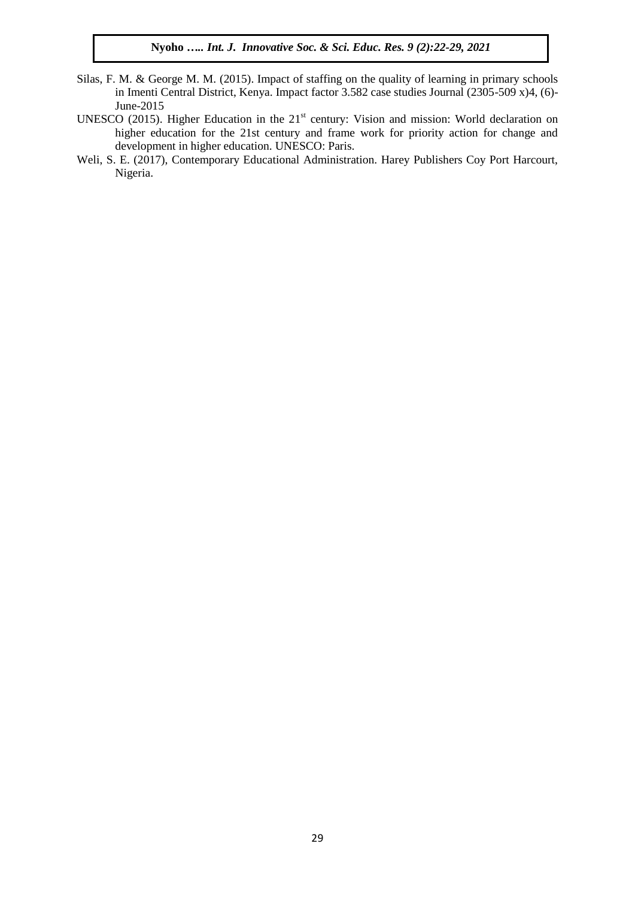Silas, F. M. & George M. M. (2015). Impact of staffing on the quality of learning in primary schools in Imenti Central District, Kenya. Impact factor 3.582 case studies Journal (2305-509 x)4, (6)- June-2015

UNESCO (2015). Higher Education in the 21st century: Vision and mission: World declaration on higher education for the 21st century and frame work for priority action for change and development in higher education. UNESCO: Paris.

Weli, S. E. (2017), Contemporary Educational Administration. Harey Publishers Coy Port Harcourt, Nigeria.